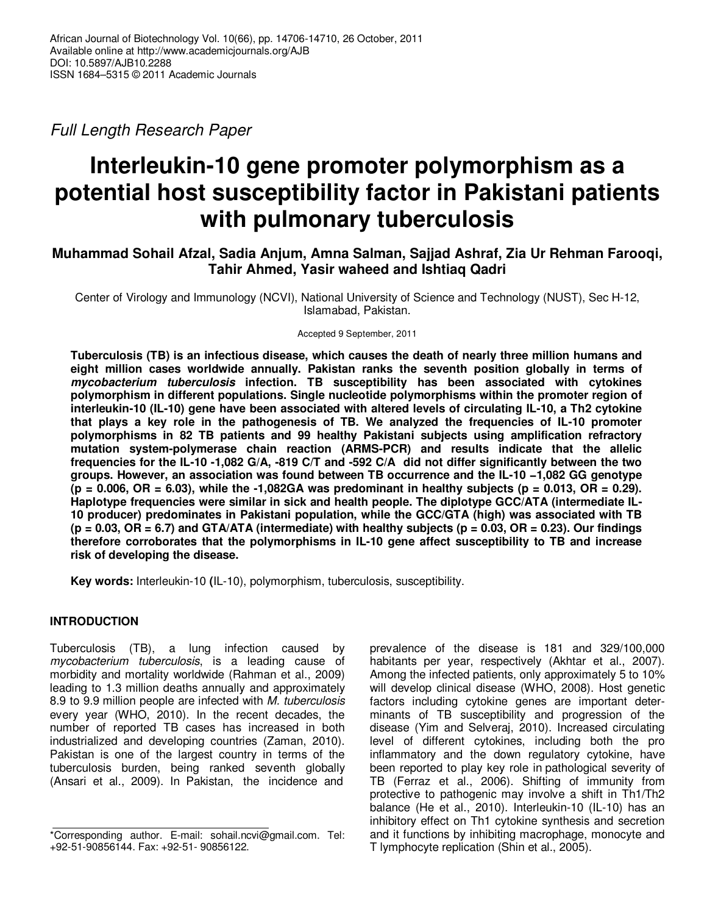African Journal of Biotechnology Vol. 10(66), pp. 14706-14710, 26 October, 2011
Available online at http://www.academicjournals.org/AJB
DOI: 10.5897/AJB10.2288
ISSN 1684–5315 © 2011 Academic Journals

*Full Length Research Paper*

# Interleukin-10 gene promoter polymorphism as a potential host susceptibility factor in Pakistani patients with pulmonary tuberculosis

**Muhammad Sohail Afzal, Sadia Anjum, Amna Salman, Sajjad Ashraf, Zia Ur Rehman Farooqi, Tahir Ahmed, Yasir waheed and Ishtiaq Qadri**

Center of Virology and Immunology (NCVI), National University of Science and Technology (NUST), Sec H-12, Islamabad, Pakistan.

Accepted 9 September, 2011

**Tuberculosis (TB) is an infectious disease, which causes the death of nearly three million humans and eight million cases worldwide annually. Pakistan ranks the seventh position globally in terms of *mycobacterium tuberculosis* infection. TB susceptibility has been associated with cytokines polymorphism in different populations. Single nucleotide polymorphisms within the promoter region of interleukin-10 (IL-10) gene have been associated with altered levels of circulating IL-10, a Th2 cytokine that plays a key role in the pathogenesis of TB. We analyzed the frequencies of IL-10 promoter polymorphisms in 82 TB patients and 99 healthy Pakistani subjects using amplification refractory mutation system-polymerase chain reaction (ARMS-PCR) and results indicate that the allelic frequencies for the IL-10 -1,082 G/A, -819 C/T and -592 C/A did not differ significantly between the two groups. However, an association was found between TB occurrence and the IL-10 −1,082 GG genotype ($p = 0.006$, OR = 6.03), while the -1,082GA was predominant in healthy subjects ($p = 0.013$, OR = 0.29). Haplotype frequencies were similar in sick and health people. The diplotype GCC/ATA (intermediate IL-10 producer) predominates in Pakistani population, while the GCC/GTA (high) was associated with TB ($p = 0.03$, OR = 6.7) and GTA/ATA (intermediate) with healthy subjects ($p = 0.03$, OR = 0.23). Our findings therefore corroborates that the polymorphisms in IL-10 gene affect susceptibility to TB and increase risk of developing the disease.**

**Key words:** Interleukin-10 **(**IL-10), polymorphism, tuberculosis, susceptibility.

## INTRODUCTION

Tuberculosis (TB), a lung infection caused by *mycobacterium tuberculosis*, is a leading cause of morbidity and mortality worldwide (Rahman et al., 2009) leading to 1.3 million deaths annually and approximately 8.9 to 9.9 million people are infected with *M. tuberculosis* every year (WHO, 2010). In the recent decades, the number of reported TB cases has increased in both industrialized and developing countries (Zaman, 2010). Pakistan is one of the largest country in terms of the tuberculosis burden, being ranked seventh globally (Ansari et al., 2009). In Pakistan, the incidence and prevalence of the disease is 181 and 329/100,000 habitants per year, respectively (Akhtar et al., 2007). Among the infected patients, only approximately 5 to 10% will develop clinical disease (WHO, 2008). Host genetic factors including cytokine genes are important determinants of TB susceptibility and progression of the disease (Yim and Selveraj, 2010). Increased circulating level of different cytokines, including both the pro inflammatory and the down regulatory cytokine, have been reported to play key role in pathological severity of TB (Ferraz et al., 2006). Shifting of immunity from protective to pathogenic may involve a shift in Th1/Th2 balance (He et al., 2010). Interleukin-10 (IL-10) has an inhibitory effect on Th1 cytokine synthesis and secretion and it functions by inhibiting macrophage, monocyte and T lymphocyte replication (Shin et al., 2005).

*Corresponding author. E-mail: sohail.ncvi@gmail.com. Tel: +92-51-90856144. Fax: +92-51- 90856122.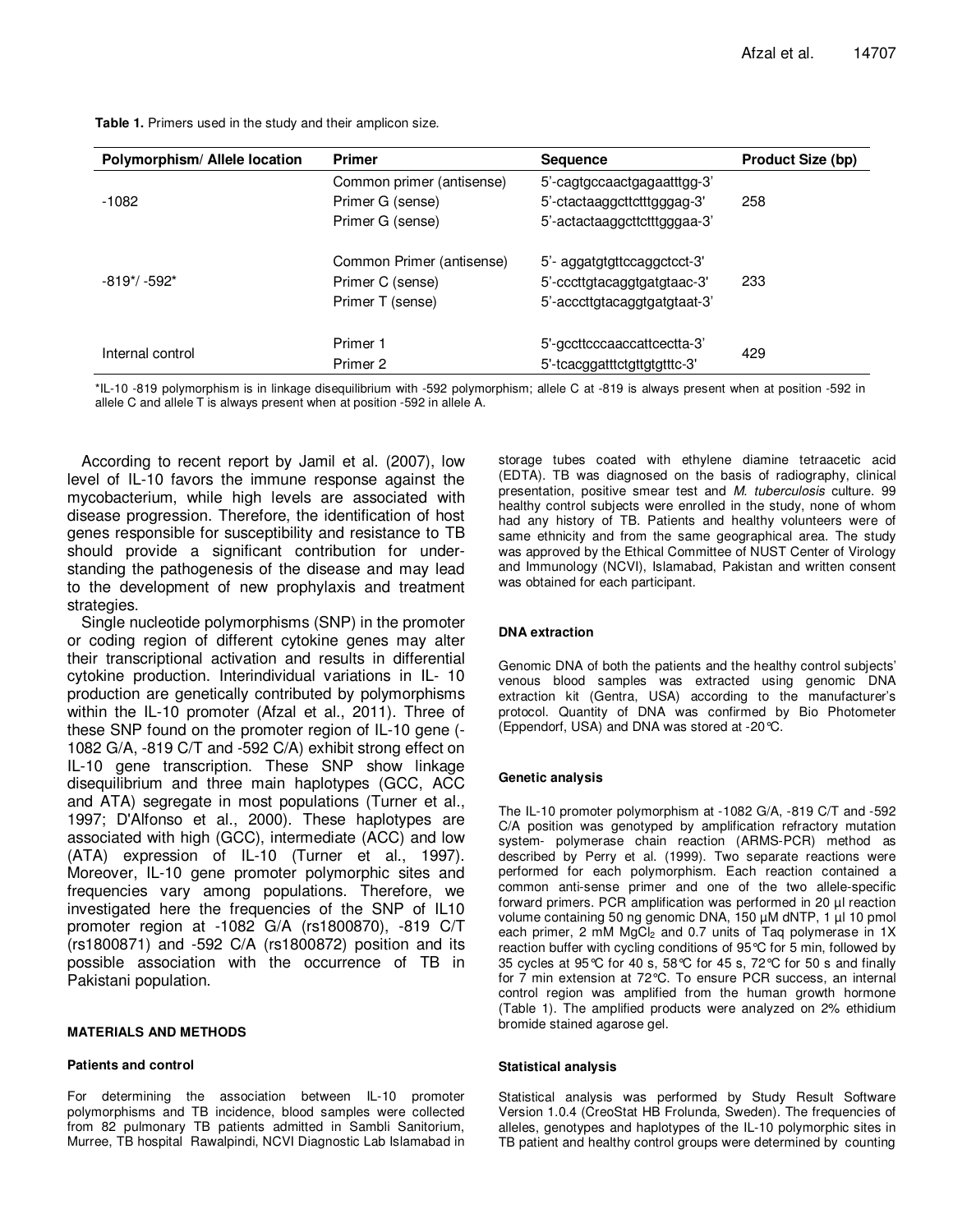**Table 1.** Primers used in the study and their amplicon size.

| Polymorphism/ Allele location | Primer | Sequence | Product Size (bp) |
|---|---|---|---|
| -1082 | Common primer (antisense) | 5'-cagtgccaactgagaatttgg-3' | 258 |
| | Primer G (sense) | 5'-ctactaaggcttctttgggag-3' | |
| | Primer G (sense) | 5'-actactaaggcttctttgggaa-3' | |
| -819*/ -592* | Common Primer (antisense) | 5'- aggatgtgttccaggctcct-3' | 233 |
| | Primer C (sense) | 5'-cccttgtacaggtgatgtaac-3' | |
| | Primer T (sense) | 5'-acccttgtacaggtgatgtaat-3' | |
| Internal control | Primer 1 | 5'-gccttcccaaccattcectta-3' | 429 |
| | Primer 2 | 5'-tcacggatttctgttgtgtttc-3' | |

*IL-10 -819 polymorphism is in linkage disequilibrium with -592 polymorphism; allele C at -819 is always present when at position -592 in allele C and allele T is always present when at position -592 in allele A.

According to recent report by Jamil et al. (2007), low level of IL-10 favors the immune response against the mycobacterium, while high levels are associated with disease progression. Therefore, the identification of host genes responsible for susceptibility and resistance to TB should provide a significant contribution for understanding the pathogenesis of the disease and may lead to the development of new prophylaxis and treatment strategies.

Single nucleotide polymorphisms (SNP) in the promoter or coding region of different cytokine genes may alter their transcriptional activation and results in differential cytokine production. Interindividual variations in IL- 10 production are genetically contributed by polymorphisms within the IL-10 promoter (Afzal et al., 2011). Three of these SNP found on the promoter region of IL-10 gene (-1082 G/A, -819 C/T and -592 C/A) exhibit strong effect on IL-10 gene transcription. These SNP show linkage disequilibrium and three main haplotypes (GCC, ACC and ATA) segregate in most populations (Turner et al., 1997; D'Alfonso et al., 2000). These haplotypes are associated with high (GCC), intermediate (ACC) and low (ATA) expression of IL-10 (Turner et al., 1997). Moreover, IL-10 gene promoter polymorphic sites and frequencies vary among populations. Therefore, we investigated here the frequencies of the SNP of IL10 promoter region at -1082 G/A (rs1800870), -819 C/T (rs1800871) and -592 C/A (rs1800872) position and its possible association with the occurrence of TB in Pakistani population.

## MATERIALS AND METHODS

### Patients and control

For determining the association between IL-10 promoter polymorphisms and TB incidence, blood samples were collected from 82 pulmonary TB patients admitted in Sambli Sanitorium, Murree, TB hospital Rawalpindi, NCVI Diagnostic Lab Islamabad in storage tubes coated with ethylene diamine tetraacetic acid (EDTA). TB was diagnosed on the basis of radiography, clinical presentation, positive smear test and *M. tuberculosis* culture. 99 healthy control subjects were enrolled in the study, none of whom had any history of TB. Patients and healthy volunteers were of same ethnicity and from the same geographical area. The study was approved by the Ethical Committee of NUST Center of Virology and Immunology (NCVI), Islamabad, Pakistan and written consent was obtained for each participant.

### DNA extraction

Genomic DNA of both the patients and the healthy control subjects' venous blood samples was extracted using genomic DNA extraction kit (Gentra, USA) according to the manufacturer's protocol. Quantity of DNA was confirmed by Bio Photometer (Eppendorf, USA) and DNA was stored at -20°C.

### Genetic analysis

The IL-10 promoter polymorphism at -1082 G/A, -819 C/T and -592 C/A position was genotyped by amplification refractory mutation system- polymerase chain reaction (ARMS-PCR) method as described by Perry et al. (1999). Two separate reactions were performed for each polymorphism. Each reaction contained a common anti-sense primer and one of the two allele-specific forward primers. PCR amplification was performed in 20 µl reaction volume containing 50 ng genomic DNA, 150 µM dNTP, 1 µl 10 pmol each primer, 2 mM $MgCl_2$ and 0.7 units of Taq polymerase in 1X reaction buffer with cycling conditions of 95°C for 5 min, followed by 35 cycles at 95°C for 40 s, 58°C for 45 s, 72°C for 50 s and finally for 7 min extension at 72°C. To ensure PCR success, an internal control region was amplified from the human growth hormone (Table 1). The amplified products were analyzed on 2% ethidium bromide stained agarose gel.

### Statistical analysis

Statistical analysis was performed by Study Result Software Version 1.0.4 (CreoStat HB Frolunda, Sweden). The frequencies of alleles, genotypes and haplotypes of the IL-10 polymorphic sites in TB patient and healthy control groups were determined by counting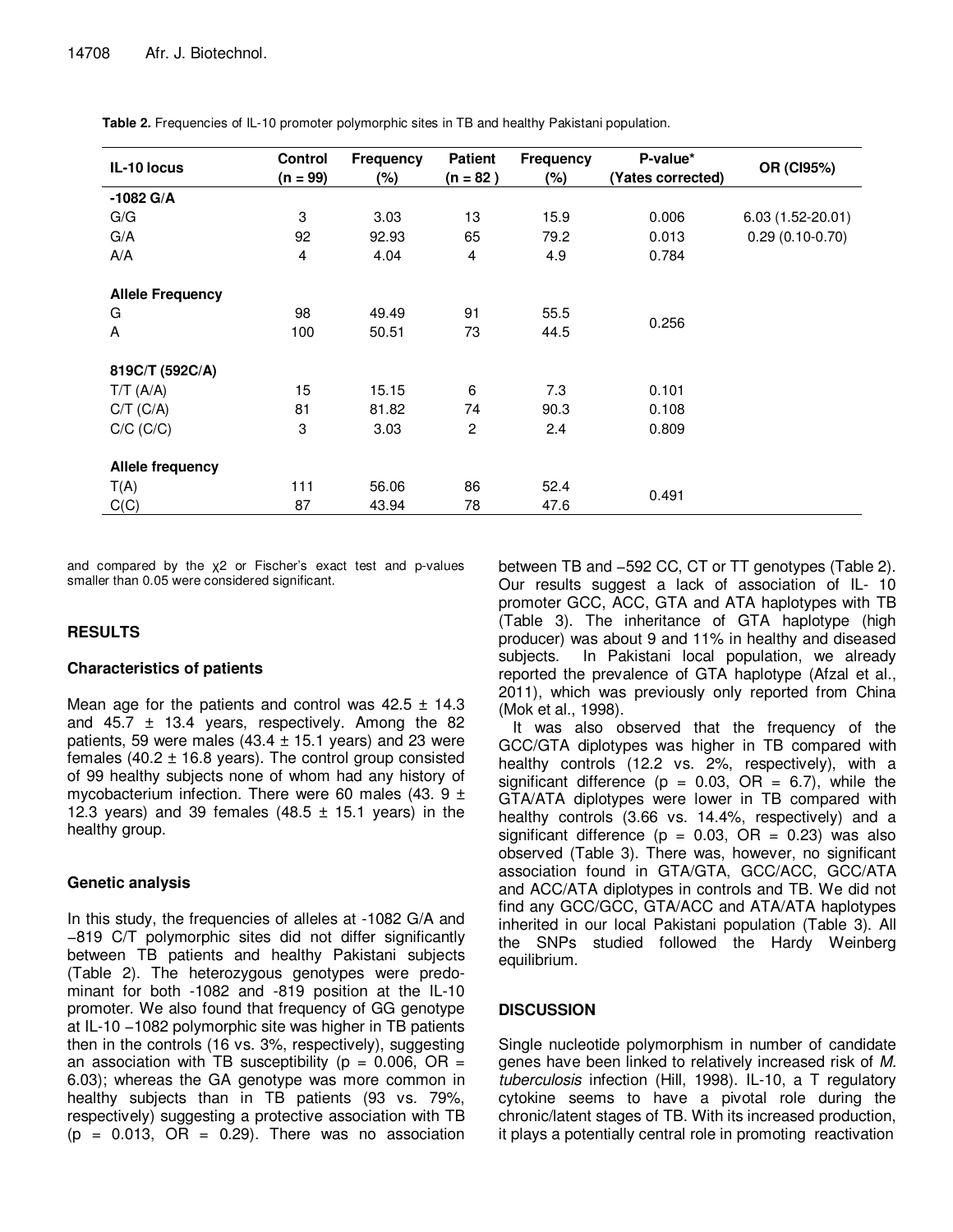**Table 2.** Frequencies of IL-10 promoter polymorphic sites in TB and healthy Pakistani population.

| IL-10 locus | Control (n = 99) | Frequency (%) | Patient (n = 82 ) | Frequency (%) | P-value* (Yates corrected) | OR (CI95%) |
|---|---|---|---|---|---|---|
| **-1082 G/A** | | | | | | |
| G/G | 3 | 3.03 | 13 | 15.9 | 0.006 | 6.03 (1.52-20.01) |
| G/A | 92 | 92.93 | 65 | 79.2 | 0.013 | 0.29 (0.10-0.70) |
| A/A | 4 | 4.04 | 4 | 4.9 | 0.784 | |
| **Allele Frequency** | | | | | | |
| G | 98 | 49.49 | 91 | 55.5 | 0.256 | |
| A | 100 | 50.51 | 73 | 44.5 | | |
| **819C/T (592C/A)** | | | | | | |
| T/T (A/A) | 15 | 15.15 | 6 | 7.3 | 0.101 | |
| C/T (C/A) | 81 | 81.82 | 74 | 90.3 | 0.108 | |
| C/C (C/C) | 3 | 3.03 | 2 | 2.4 | 0.809 | |
| **Allele frequency** | | | | | | |
| T(A) | 111 | 56.06 | 86 | 52.4 | 0.491 | |
| C(C) | 87 | 43.94 | 78 | 47.6 | | |

and compared by the $\chi 2$ or Fischer's exact test and p-values smaller than 0.05 were considered significant.

## RESULTS

### Characteristics of patients

Mean age for the patients and control was 42.5 ± 14.3 and 45.7 ± 13.4 years, respectively. Among the 82 patients, 59 were males (43.4 ± 15.1 years) and 23 were females (40.2 ± 16.8 years). The control group consisted of 99 healthy subjects none of whom had any history of mycobacterium infection. There were 60 males (43. 9 ± 12.3 years) and 39 females (48.5 ± 15.1 years) in the healthy group.

### Genetic analysis

In this study, the frequencies of alleles at -1082 G/A and −819 C/T polymorphic sites did not differ significantly between TB patients and healthy Pakistani subjects (Table 2). The heterozygous genotypes were predominant for both -1082 and -819 position at the IL-10 promoter. We also found that frequency of GG genotype at IL-10 −1082 polymorphic site was higher in TB patients then in the controls (16 vs. 3%, respectively), suggesting an association with TB susceptibility (p = 0.006, OR = 6.03); whereas the GA genotype was more common in healthy subjects than in TB patients (93 vs. 79%, respectively) suggesting a protective association with TB (p = 0.013, OR = 0.29). There was no association between TB and −592 CC, CT or TT genotypes (Table 2). Our results suggest a lack of association of IL- 10 promoter GCC, ACC, GTA and ATA haplotypes with TB (Table 3). The inheritance of GTA haplotype (high producer) was about 9 and 11% in healthy and diseased subjects. In Pakistani local population, we already reported the prevalence of GTA haplotype (Afzal et al., 2011), which was previously only reported from China (Mok et al., 1998).

It was also observed that the frequency of the GCC/GTA diplotypes was higher in TB compared with healthy controls (12.2 vs. 2%, respectively), with a significant difference (p = 0.03, OR = 6.7), while the GTA/ATA diplotypes were lower in TB compared with healthy controls (3.66 vs. 14.4%, respectively) and a significant difference (p = 0.03, OR = 0.23) was also observed (Table 3). There was, however, no significant association found in GTA/GTA, GCC/ACC, GCC/ATA and ACC/ATA diplotypes in controls and TB. We did not find any GCC/GCC, GTA/ACC and ATA/ATA haplotypes inherited in our local Pakistani population (Table 3). All the SNPs studied followed the Hardy Weinberg equilibrium.

## DISCUSSION

Single nucleotide polymorphism in number of candidate genes have been linked to relatively increased risk of *M. tuberculosis* infection (Hill, 1998). IL-10, a T regulatory cytokine seems to have a pivotal role during the chronic/latent stages of TB. With its increased production, it plays a potentially central role in promoting reactivation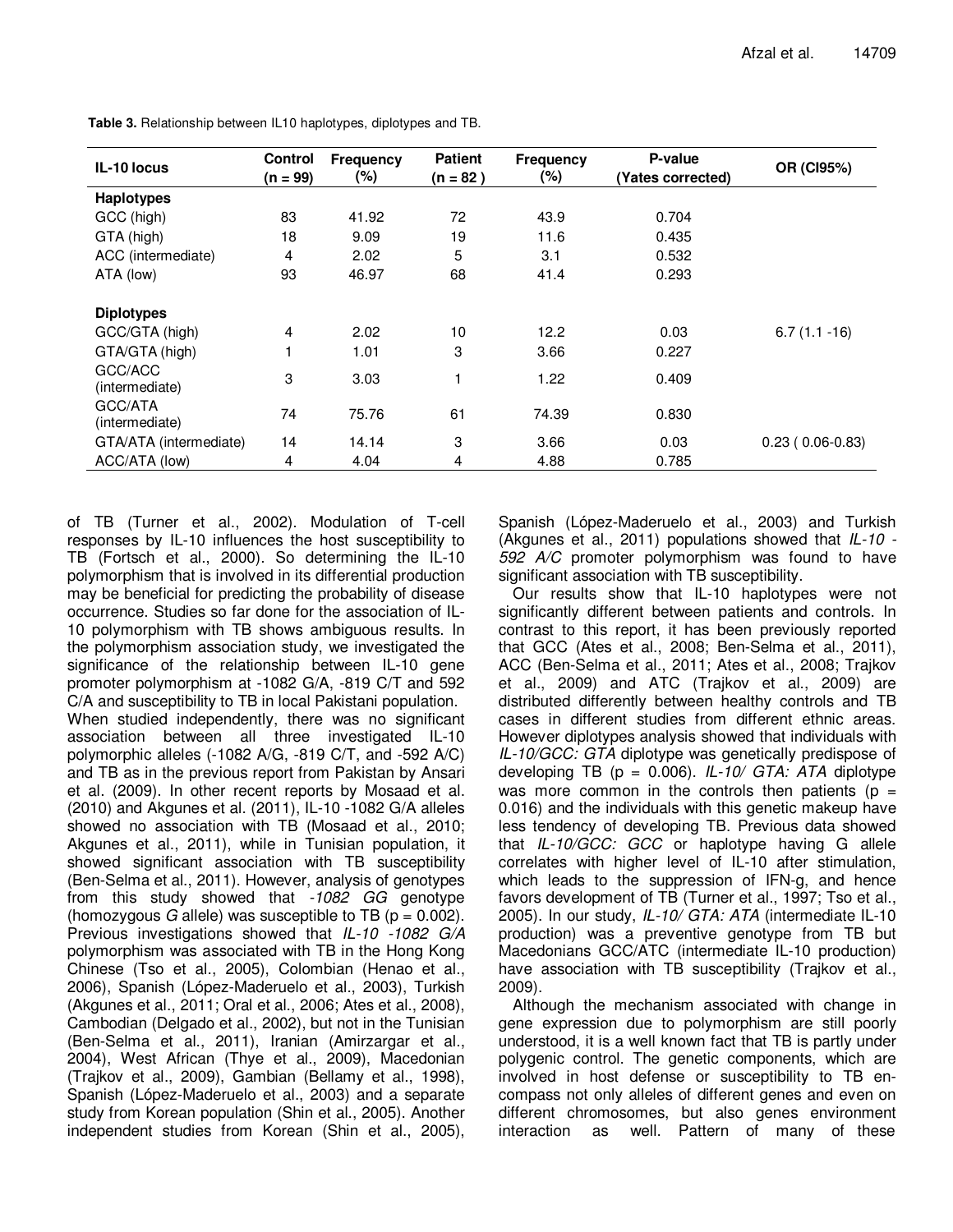**Table 3.** Relationship between IL10 haplotypes, diplotypes and TB.

| IL-10 locus | Control (n = 99) | Frequency (%) | Patient (n = 82 ) | Frequency (%) | P-value (Yates corrected) | OR (CI95%) |
|---|---|---|---|---|---|---|
| **Haplotypes** | | | | | | |
| GCC (high) | 83 | 41.92 | 72 | 43.9 | 0.704 | |
| GTA (high) | 18 | 9.09 | 19 | 11.6 | 0.435 | |
| ACC (intermediate) | 4 | 2.02 | 5 | 3.1 | 0.532 | |
| ATA (low) | 93 | 46.97 | 68 | 41.4 | 0.293 | |
| **Diplotypes** | | | | | | |
| GCC/GTA (high) | 4 | 2.02 | 10 | 12.2 | 0.03 | 6.7 (1.1 -16) |
| GTA/GTA (high) | 1 | 1.01 | 3 | 3.66 | 0.227 | |
| GCC/ACC (intermediate) | 3 | 3.03 | 1 | 1.22 | 0.409 | |
| GCC/ATA (intermediate) | 74 | 75.76 | 61 | 74.39 | 0.830 | |
| GTA/ATA (intermediate) | 14 | 14.14 | 3 | 3.66 | 0.03 | 0.23 ( 0.06-0.83) |
| ACC/ATA (low) | 4 | 4.04 | 4 | 4.88 | 0.785 | |

of TB (Turner et al., 2002). Modulation of T-cell responses by IL-10 influences the host susceptibility to TB (Fortsch et al., 2000). So determining the IL-10 polymorphism that is involved in its differential production may be beneficial for predicting the probability of disease occurrence. Studies so far done for the association of IL-10 polymorphism with TB shows ambiguous results. In the polymorphism association study, we investigated the significance of the relationship between IL-10 gene promoter polymorphism at -1082 G/A, -819 C/T and 592 C/A and susceptibility to TB in local Pakistani population.

When studied independently, there was no significant association between all three investigated IL-10 polymorphic alleles (-1082 A/G, -819 C/T, and -592 A/C) and TB as in the previous report from Pakistan by Ansari et al. (2009). In other recent reports by Mosaad et al. (2010) and Akgunes et al. (2011), IL-10 -1082 G/A alleles showed no association with TB (Mosaad et al., 2010; Akgunes et al., 2011), while in Tunisian population, it showed significant association with TB susceptibility (Ben-Selma et al., 2011). However, analysis of genotypes from this study showed that *-1082 GG* genotype (homozygous *G* allele) was susceptible to TB ($p = 0.002$). Previous investigations showed that *IL-10 -1082 G/A* polymorphism was associated with TB in the Hong Kong Chinese (Tso et al., 2005), Colombian (Henao et al., 2006), Spanish (López-Maderuelo et al., 2003), Turkish (Akgunes et al., 2011; Oral et al., 2006; Ates et al., 2008), Cambodian (Delgado et al., 2002), but not in the Tunisian (Ben-Selma et al., 2011), Iranian (Amirzargar et al., 2004), West African (Thye et al., 2009), Macedonian (Trajkov et al., 2009), Gambian (Bellamy et al., 1998), Spanish (López-Maderuelo et al., 2003) and a separate study from Korean population (Shin et al., 2005). Another independent studies from Korean (Shin et al., 2005), Spanish (López-Maderuelo et al., 2003) and Turkish (Akgunes et al., 2011) populations showed that *IL-10 -592 A/C* promoter polymorphism was found to have significant association with TB susceptibility.

Our results show that IL-10 haplotypes were not significantly different between patients and controls. In contrast to this report, it has been previously reported that GCC (Ates et al., 2008; Ben-Selma et al., 2011), ACC (Ben-Selma et al., 2011; Ates et al., 2008; Trajkov et al., 2009) and ATC (Trajkov et al., 2009) are distributed differently between healthy controls and TB cases in different studies from different ethnic areas. However diplotypes analysis showed that individuals with *IL-10/GCC: GTA* diplotype was genetically predispose of developing TB ($p = 0.006$). *IL-10/ GTA: ATA* diplotype was more common in the controls then patients ($p = 0.016$) and the individuals with this genetic makeup have less tendency of developing TB. Previous data showed that *IL-10/GCC: GCC* or haplotype having G allele correlates with higher level of IL-10 after stimulation, which leads to the suppression of IFN-g, and hence favors development of TB (Turner et al., 1997; Tso et al., 2005). In our study, *IL-10/ GTA: ATA* (intermediate IL-10 production) was a preventive genotype from TB but Macedonians GCC/ATC (intermediate IL-10 production) have association with TB susceptibility (Trajkov et al., 2009).

Although the mechanism associated with change in gene expression due to polymorphism are still poorly understood, it is a well known fact that TB is partly under polygenic control. The genetic components, which are involved in host defense or susceptibility to TB encompass not only alleles of different genes and even on different chromosomes, but also genes environment interaction as well. Pattern of many of these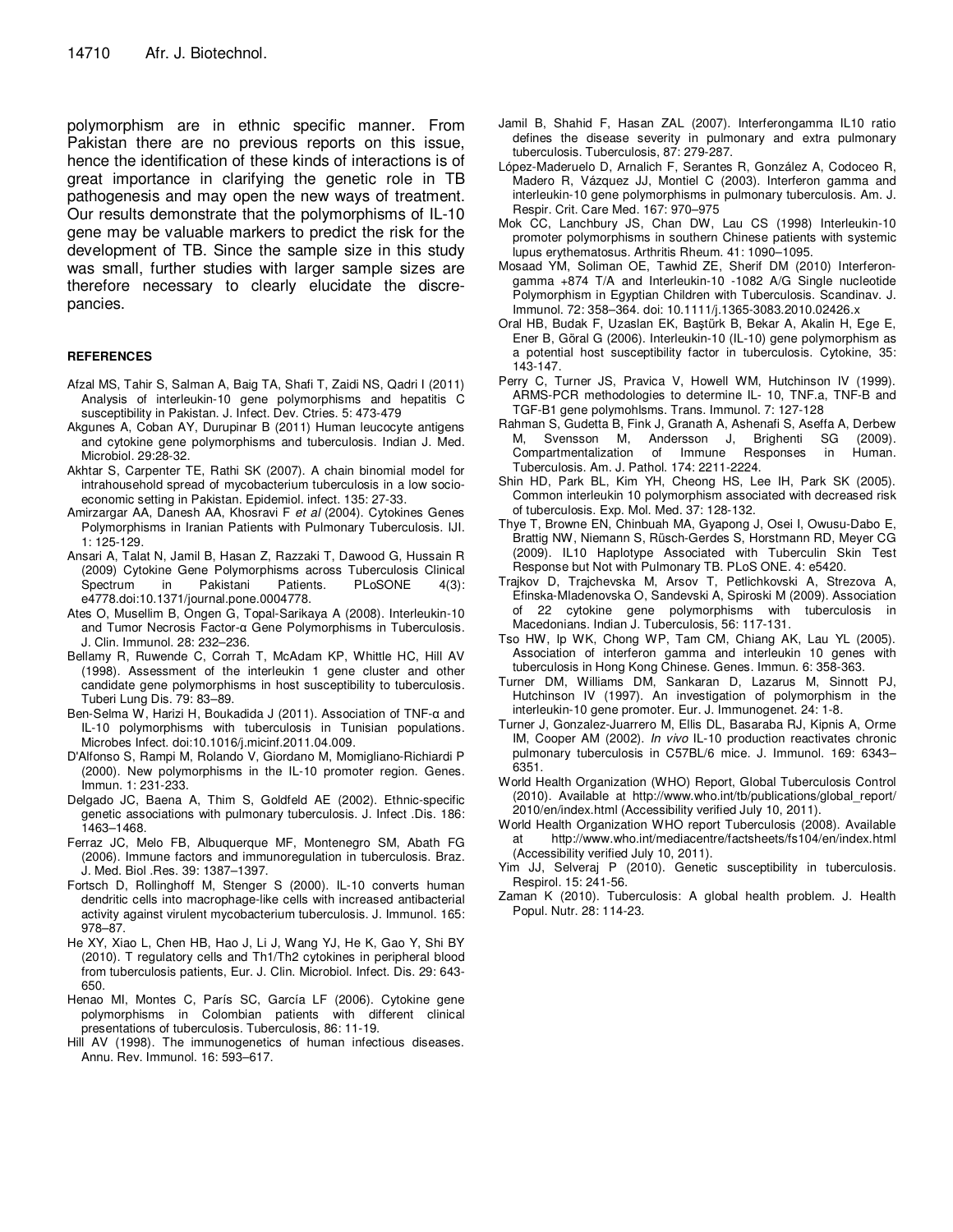polymorphism are in ethnic specific manner. From Pakistan there are no previous reports on this issue, hence the identification of these kinds of interactions is of great importance in clarifying the genetic role in TB pathogenesis and may open the new ways of treatment. Our results demonstrate that the polymorphisms of IL-10 gene may be valuable markers to predict the risk for the development of TB. Since the sample size in this study was small, further studies with larger sample sizes are therefore necessary to clearly elucidate the discrepancies.

**REFERENCES**

Afzal MS, Tahir S, Salman A, Baig TA, Shafi T, Zaidi NS, Qadri I (2011) Analysis of interleukin-10 gene polymorphisms and hepatitis C susceptibility in Pakistan. J. Infect. Dev. Ctries. 5: 473-479

Akgunes A, Coban AY, Durupinar B (2011) Human leucocyte antigens and cytokine gene polymorphisms and tuberculosis. Indian J. Med. Microbiol. 29:28-32.

Akhtar S, Carpenter TE, Rathi SK (2007). A chain binomial model for intrahousehold spread of mycobacterium tuberculosis in a low socio-economic setting in Pakistan. Epidemiol. infect. 135: 27-33.

Amirzargar AA, Danesh AA, Khosravi F *et al* (2004). Cytokines Genes Polymorphisms in Iranian Patients with Pulmonary Tuberculosis. IJI. 1: 125-129.

Ansari A, Talat N, Jamil B, Hasan Z, Razzaki T, Dawood G, Hussain R (2009) Cytokine Gene Polymorphisms across Tuberculosis Clinical Spectrum in Pakistani Patients. PLoSONE 4(3): e4778.doi:10.1371/journal.pone.0004778.

Ates O, Musellim B, Ongen G, Topal-Sarikaya A (2008). Interleukin-10 and Tumor Necrosis Factor-α Gene Polymorphisms in Tuberculosis. J. Clin. Immunol. 28: 232–236.

Bellamy R, Ruwende C, Corrah T, McAdam KP, Whittle HC, Hill AV (1998). Assessment of the interleukin 1 gene cluster and other candidate gene polymorphisms in host susceptibility to tuberculosis. Tuberi Lung Dis. 79: 83–89.

Ben-Selma W, Harizi H, Boukadida J (2011). Association of TNF-α and IL-10 polymorphisms with tuberculosis in Tunisian populations. Microbes Infect. doi:10.1016/j.micinf.2011.04.009.

D'Alfonso S, Rampi M, Rolando V, Giordano M, Momigliano-Richiardi P (2000). New polymorphisms in the IL-10 promoter region. Genes. Immun. 1: 231-233.

Delgado JC, Baena A, Thim S, Goldfeld AE (2002). Ethnic-specific genetic associations with pulmonary tuberculosis. J. Infect .Dis. 186: 1463–1468.

Ferraz JC, Melo FB, Albuquerque MF, Montenegro SM, Abath FG (2006). Immune factors and immunoregulation in tuberculosis. Braz. J. Med. Biol .Res. 39: 1387–1397.

Fortsch D, Rollinghoff M, Stenger S (2000). IL-10 converts human dendritic cells into macrophage-like cells with increased antibacterial activity against virulent mycobacterium tuberculosis. J. Immunol. 165: 978–87.

He XY, Xiao L, Chen HB, Hao J, Li J, Wang YJ, He K, Gao Y, Shi BY (2010). T regulatory cells and Th1/Th2 cytokines in peripheral blood from tuberculosis patients, Eur. J. Clin. Microbiol. Infect. Dis. 29: 643-650.

Henao MI, Montes C, París SC, García LF (2006). Cytokine gene polymorphisms in Colombian patients with different clinical presentations of tuberculosis. Tuberculosis, 86: 11-19.

Hill AV (1998). The immunogenetics of human infectious diseases. Annu. Rev. Immunol. 16: 593–617.

Jamil B, Shahid F, Hasan ZAL (2007). Interferongamma IL10 ratio defines the disease severity in pulmonary and extra pulmonary tuberculosis. Tuberculosis, 87: 279-287.

López-Maderuelo D, Arnalich F, Serantes R, González A, Codoceo R, Madero R, Vázquez JJ, Montiel C (2003). Interferon gamma and interleukin-10 gene polymorphisms in pulmonary tuberculosis. Am. J. Respir. Crit. Care Med. 167: 970–975

Mok CC, Lanchbury JS, Chan DW, Lau CS (1998) Interleukin-10 promoter polymorphisms in southern Chinese patients with systemic lupus erythematosus. Arthritis Rheum. 41: 1090–1095.

Mosaad YM, Soliman OE, Tawhid ZE, Sherif DM (2010) Interferon-gamma +874 T/A and Interleukin-10 -1082 A/G Single nucleotide Polymorphism in Egyptian Children with Tuberculosis. Scandinav. J. Immunol. 72: 358–364. doi: 10.1111/j.1365-3083.2010.02426.x

Oral HB, Budak F, Uzaslan EK, Baştürk B, Bekar A, Akalin H, Ege E, Ener B, Göral G (2006). Interleukin-10 (IL-10) gene polymorphism as a potential host susceptibility factor in tuberculosis. Cytokine, 35: 143-147.

Perry C, Turner JS, Pravica V, Howell WM, Hutchinson IV (1999). ARMS-PCR methodologies to determine IL- 10, TNF.a, TNF-B and TGF-B1 gene polymohlsms. Trans. Immunol. 7: 127-128

Rahman S, Gudetta B, Fink J, Granath A, Ashenafi S, Aseffa A, Derbew M, Svensson M, Andersson J, Brighenti SG (2009). Compartmentalization of Immune Responses in Human. Tuberculosis. Am. J. Pathol. 174: 2211-2224.

Shin HD, Park BL, Kim YH, Cheong HS, Lee IH, Park SK (2005). Common interleukin 10 polymorphism associated with decreased risk of tuberculosis. Exp. Mol. Med. 37: 128-132.

Thye T, Browne EN, Chinbuah MA, Gyapong J, Osei I, Owusu-Dabo E, Brattig NW, Niemann S, Rüsch-Gerdes S, Horstmann RD, Meyer CG (2009). IL10 Haplotype Associated with Tuberculin Skin Test Response but Not with Pulmonary TB. PLoS ONE. 4: e5420.

Trajkov D, Trajchevska M, Arsov T, Petlichkovski A, Strezova A, Efinska-Mladenovska O, Sandevski A, Spiroski M (2009). Association of 22 cytokine gene polymorphisms with tuberculosis in Macedonians. Indian J. Tuberculosis, 56: 117-131.

Tso HW, Ip WK, Chong WP, Tam CM, Chiang AK, Lau YL (2005). Association of interferon gamma and interleukin 10 genes with tuberculosis in Hong Kong Chinese. Genes. Immun. 6: 358-363.

Turner DM, Williams DM, Sankaran D, Lazarus M, Sinnott PJ, Hutchinson IV (1997). An investigation of polymorphism in the interleukin-10 gene promoter. Eur. J. Immunogenet. 24: 1-8.

Turner J, Gonzalez-Juarrero M, Ellis DL, Basaraba RJ, Kipnis A, Orme IM, Cooper AM (2002). *In vivo* IL-10 production reactivates chronic pulmonary tuberculosis in C57BL/6 mice. J. Immunol. 169: 6343–6351.

World Health Organization (WHO) Report, Global Tuberculosis Control (2010). Available at http://www.who.int/tb/publications/global_report/2010/en/index.html (Accessibility verified July 10, 2011).

World Health Organization WHO report Tuberculosis (2008). Available at http://www.who.int/mediacentre/factsheets/fs104/en/index.html (Accessibility verified July 10, 2011).

Yim JJ, Selveraj P (2010). Genetic susceptibility in tuberculosis. Respirol. 15: 241-56.

Zaman K (2010). Tuberculosis: A global health problem. J. Health Popul. Nutr. 28: 114-23.